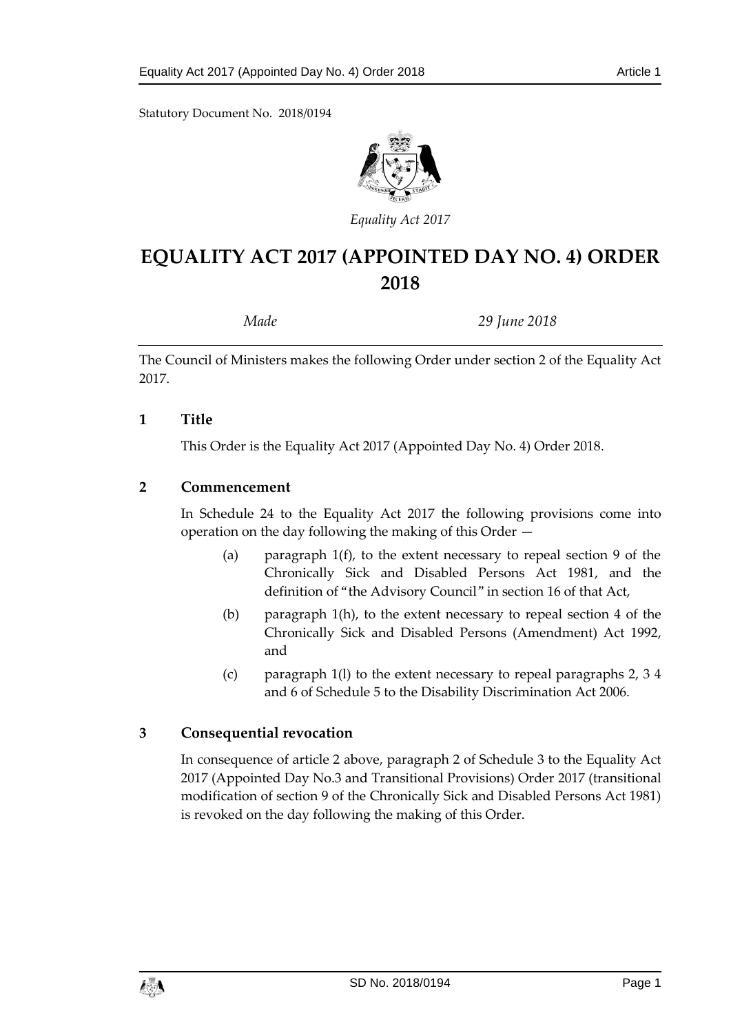Statutory Document No. 2018/0194

*Equality Act 2017*

# EQUALITY ACT 2017 (APPOINTED DAY NO. 4) ORDER 2018

*Made* *29 June 2018*

The Council of Ministers makes the following Order under section 2 of the Equality Act 2017.

## 1 Title

This Order is the Equality Act 2017 (Appointed Day No. 4) Order 2018.

## 2 Commencement

In Schedule 24 to the Equality Act 2017 the following provisions come into operation on the day following the making of this Order —

(a) paragraph 1(f), to the extent necessary to repeal section 9 of the Chronically Sick and Disabled Persons Act 1981, and the definition of "the Advisory Council" in section 16 of that Act,

(b) paragraph 1(h), to the extent necessary to repeal section 4 of the Chronically Sick and Disabled Persons (Amendment) Act 1992, and

(c) paragraph 1(l) to the extent necessary to repeal paragraphs 2, 3 4 and 6 of Schedule 5 to the Disability Discrimination Act 2006.

## 3 Consequential revocation

In consequence of article 2 above, paragraph 2 of Schedule 3 to the Equality Act 2017 (Appointed Day No.3 and Transitional Provisions) Order 2017 (transitional modification of section 9 of the Chronically Sick and Disabled Persons Act 1981) is revoked on the day following the making of this Order.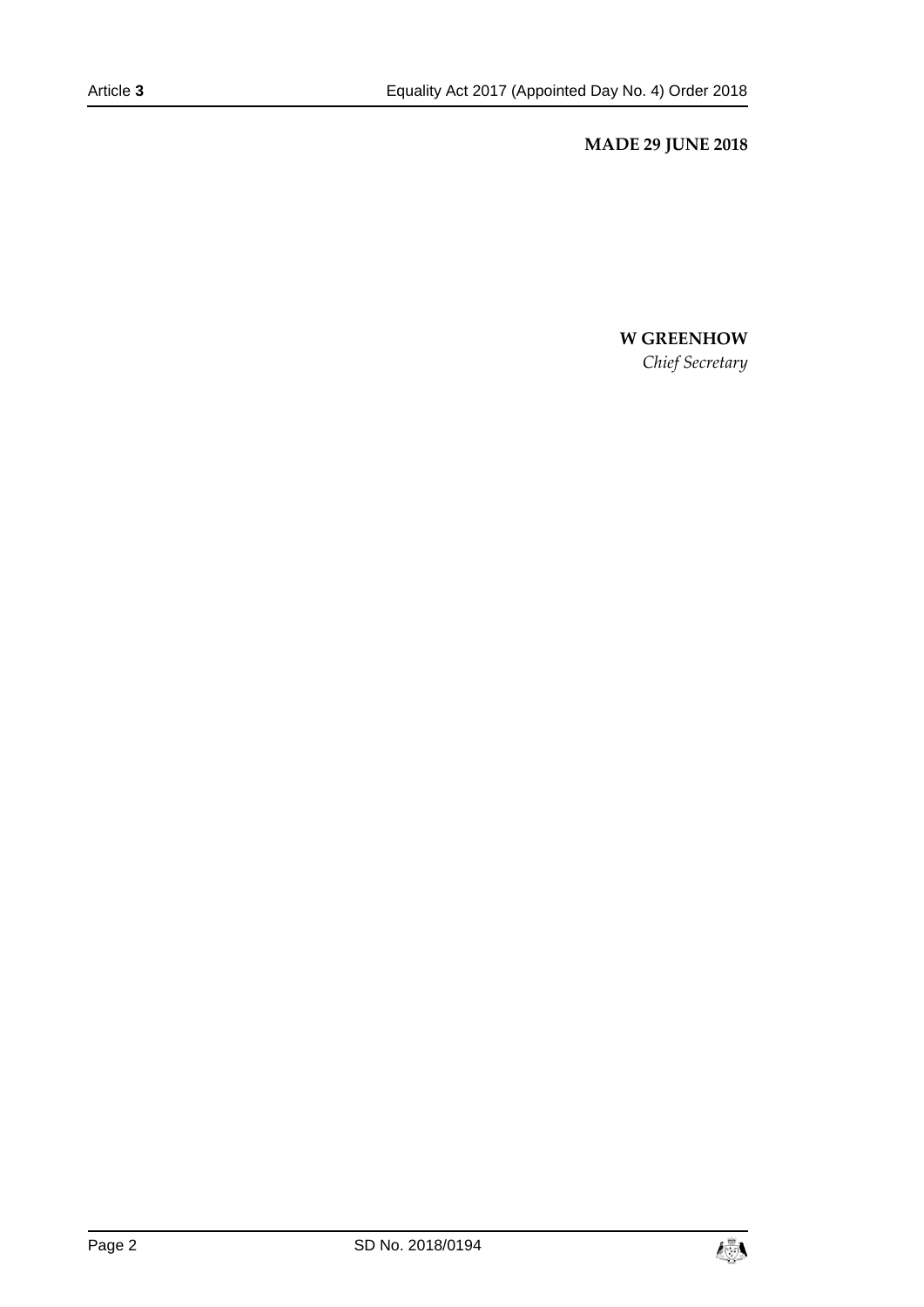**MADE 29 JUNE 2018**

**W GREENHOW**
*Chief Secretary*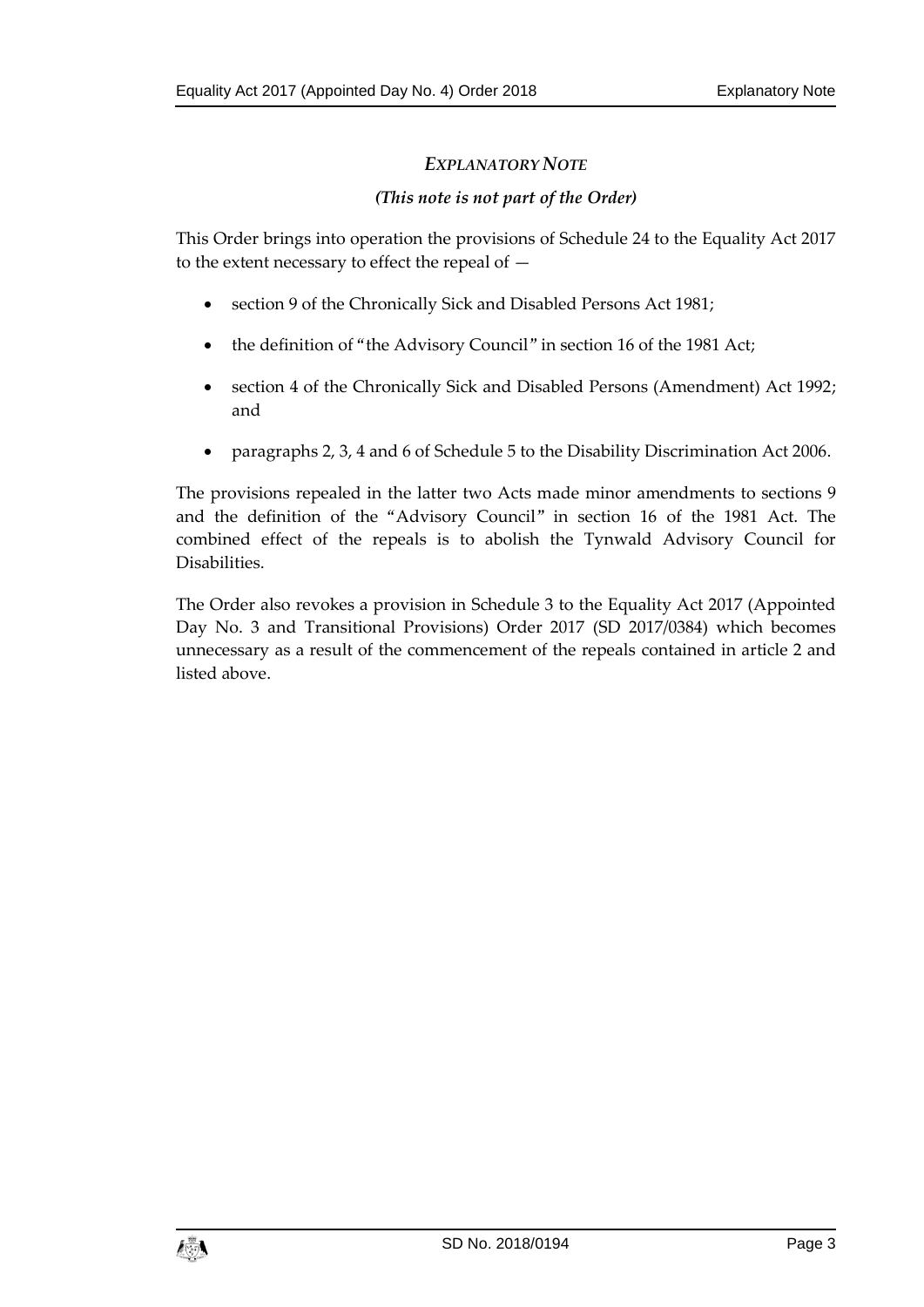## *EXPLANATORY NOTE*

***(This note is not part of the Order)***

This Order brings into operation the provisions of Schedule 24 to the Equality Act 2017 to the extent necessary to effect the repeal of —

- section 9 of the Chronically Sick and Disabled Persons Act 1981;
- the definition of "the Advisory Council" in section 16 of the 1981 Act;
- section 4 of the Chronically Sick and Disabled Persons (Amendment) Act 1992; and
- paragraphs 2, 3, 4 and 6 of Schedule 5 to the Disability Discrimination Act 2006.

The provisions repealed in the latter two Acts made minor amendments to sections 9 and the definition of the "Advisory Council" in section 16 of the 1981 Act. The combined effect of the repeals is to abolish the Tynwald Advisory Council for Disabilities.

The Order also revokes a provision in Schedule 3 to the Equality Act 2017 (Appointed Day No. 3 and Transitional Provisions) Order 2017 (SD 2017/0384) which becomes unnecessary as a result of the commencement of the repeals contained in article 2 and listed above.